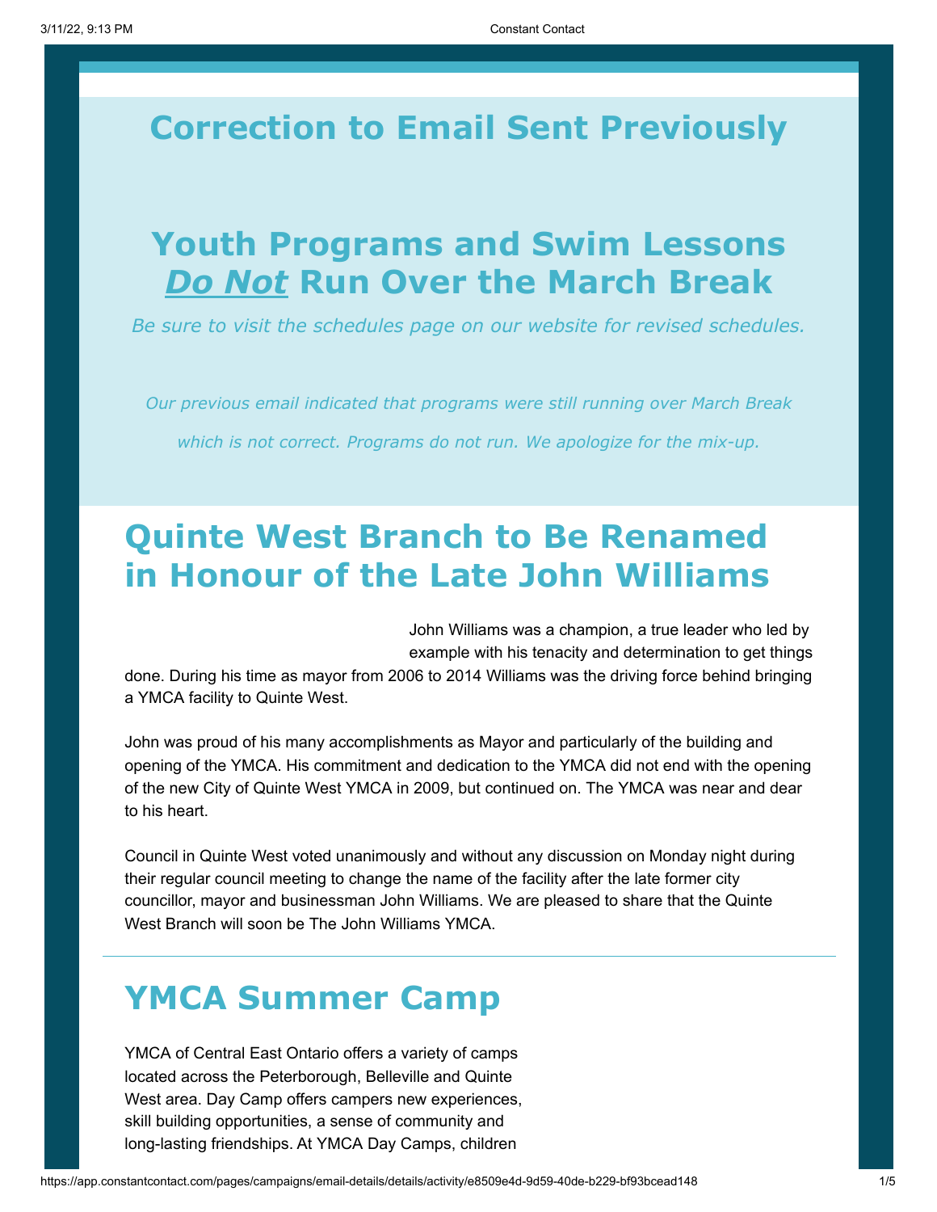# Correction to Email Sent Previously

## Youth Programs and Swim Lessons *Do Not* Run Over the March Break

*Be sure to visit the schedules page on our website for revised schedules.*

*Our previous email indicated that programs were still running over March Break which is not correct. Programs do not run. We apologize for the mix-up.*

# Quinte West Branch to Be Renamed in Honour of the Late John Williams

John Williams was a champion, a true leader who led by example with his tenacity and determination to get things done. During his time as mayor from 2006 to 2014 Williams was the driving force behind bringing a YMCA facility to Quinte West.

John was proud of his many accomplishments as Mayor and particularly of the building and opening of the YMCA. His commitment and dedication to the YMCA did not end with the opening of the new City of Quinte West YMCA in 2009, but continued on. The YMCA was near and dear to his heart.

Council in Quinte West voted unanimously and without any discussion on Monday night during their regular council meeting to change the name of the facility after the late former city councillor, mayor and businessman John Williams. We are pleased to share that the Quinte West Branch will soon be The John Williams YMCA.

---

# YMCA Summer Camp

YMCA of Central East Ontario offers a variety of camps located across the Peterborough, Belleville and Quinte West area. Day Camp offers campers new experiences, skill building opportunities, a sense of community and long-lasting friendships. At YMCA Day Camps, children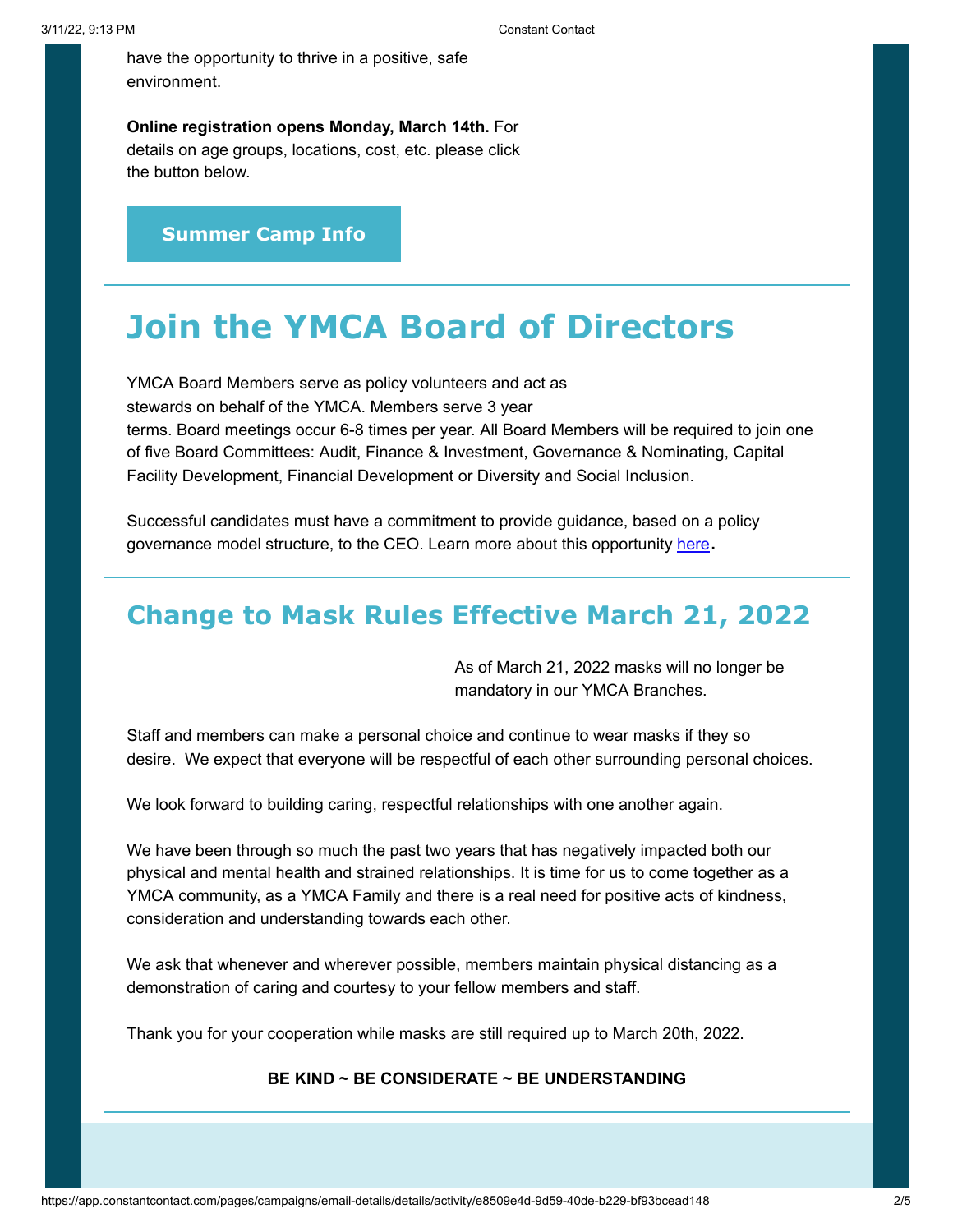have the opportunity to thrive in a positive, safe environment.

**Online registration opens Monday, March 14th.** For details on age groups, locations, cost, etc. please click the button below.

**Summer Camp Info**

# Join the YMCA Board of Directors

YMCA Board Members serve as policy volunteers and act as stewards on behalf of the YMCA. Members serve 3 year terms. Board meetings occur 6-8 times per year. All Board Members will be required to join one of five Board Committees: Audit, Finance & Investment, Governance & Nominating, Capital Facility Development, Financial Development or Diversity and Social Inclusion.

Successful candidates must have a commitment to provide guidance, based on a policy governance model structure, to the CEO. Learn more about this opportunity [here](). 

## Change to Mask Rules Effective March 21, 2022

As of March 21, 2022 masks will no longer be mandatory in our YMCA Branches.

Staff and members can make a personal choice and continue to wear masks if they so desire. We expect that everyone will be respectful of each other surrounding personal choices.

We look forward to building caring, respectful relationships with one another again.

We have been through so much the past two years that has negatively impacted both our physical and mental health and strained relationships. It is time for us to come together as a YMCA community, as a YMCA Family and there is a real need for positive acts of kindness, consideration and understanding towards each other.

We ask that whenever and wherever possible, members maintain physical distancing as a demonstration of caring and courtesy to your fellow members and staff.

Thank you for your cooperation while masks are still required up to March 20th, 2022.

**BE KIND ~ BE CONSIDERATE ~ BE UNDERSTANDING**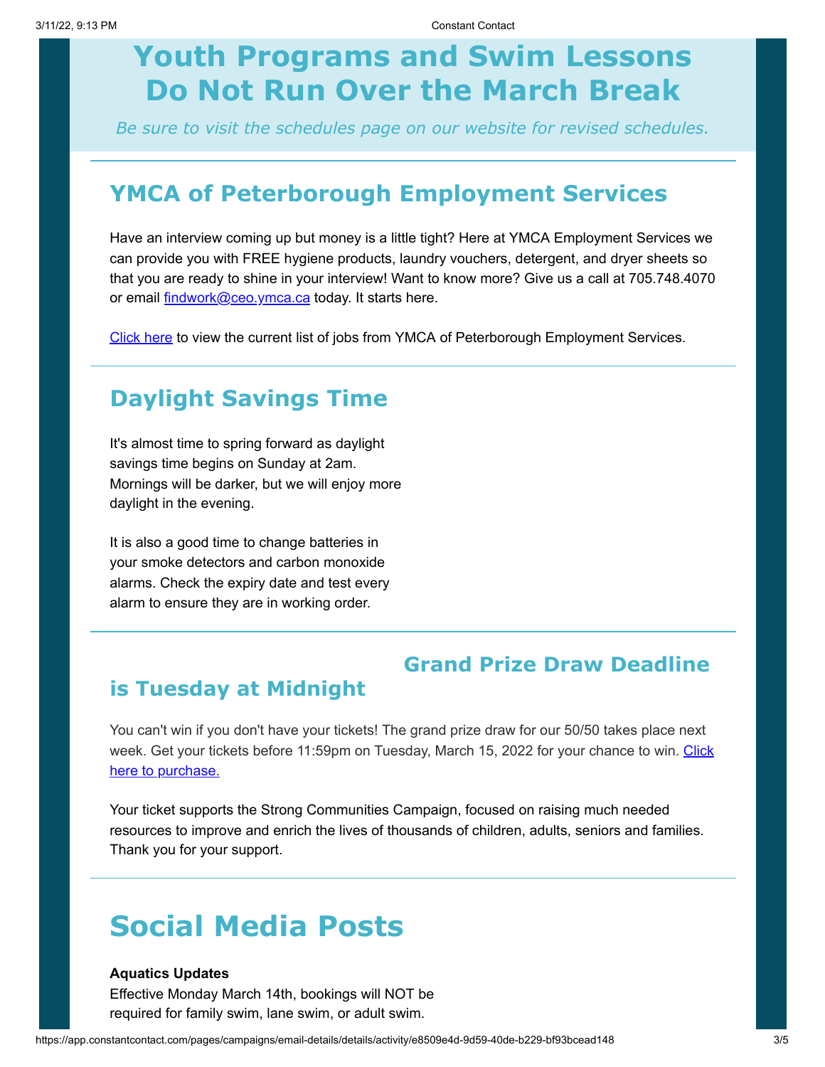# Youth Programs and Swim Lessons Do Not Run Over the March Break

*Be sure to visit the schedules page on our website for revised schedules.*

## YMCA of Peterborough Employment Services

Have an interview coming up but money is a little tight? Here at YMCA Employment Services we can provide you with FREE hygiene products, laundry vouchers, detergent, and dryer sheets so that you are ready to shine in your interview! Want to know more? Give us a call at 705.748.4070 or email findwork@ceo.ymca.ca today. It starts here.

Click here to view the current list of jobs from YMCA of Peterborough Employment Services.

## Daylight Savings Time

It's almost time to spring forward as daylight savings time begins on Sunday at 2am. Mornings will be darker, but we will enjoy more daylight in the evening.

It is also a good time to change batteries in your smoke detectors and carbon monoxide alarms. Check the expiry date and test every alarm to ensure they are in working order.

## Grand Prize Draw Deadline is Tuesday at Midnight

You can't win if you don't have your tickets! The grand prize draw for our 50/50 takes place next week. Get your tickets before 11:59pm on Tuesday, March 15, 2022 for your chance to win. Click here to purchase.

Your ticket supports the Strong Communities Campaign, focused on raising much needed resources to improve and enrich the lives of thousands of children, adults, seniors and families. Thank you for your support.

# Social Media Posts

**Aquatics Updates**

Effective Monday March 14th, bookings will NOT be required for family swim, lane swim, or adult swim.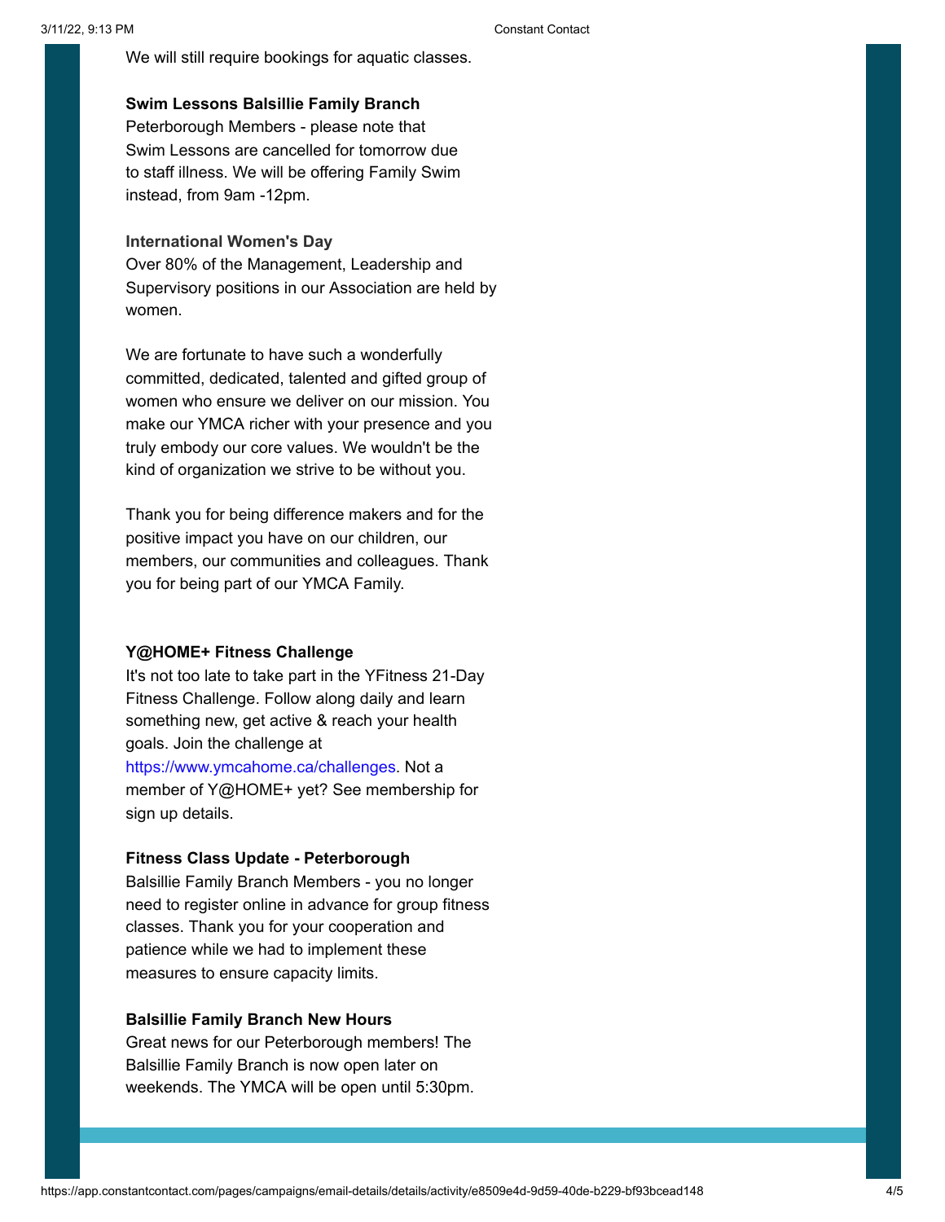We will still require bookings for aquatic classes.

**Swim Lessons Balsillie Family Branch**
Peterborough Members - please note that Swim Lessons are cancelled for tomorrow due to staff illness. We will be offering Family Swim instead, from 9am -12pm.

**International Women's Day**
Over 80% of the Management, Leadership and Supervisory positions in our Association are held by women.

We are fortunate to have such a wonderfully committed, dedicated, talented and gifted group of women who ensure we deliver on our mission. You make our YMCA richer with your presence and you truly embody our core values. We wouldn't be the kind of organization we strive to be without you.

Thank you for being difference makers and for the positive impact you have on our children, our members, our communities and colleagues. Thank you for being part of our YMCA Family.

**Y@HOME+ Fitness Challenge**
It's not too late to take part in the YFitness 21-Day Fitness Challenge. Follow along daily and learn something new, get active & reach your health goals. Join the challenge at https://www.ymcahome.ca/challenges. Not a member of Y@HOME+ yet? See membership for sign up details.

**Fitness Class Update - Peterborough**
Balsillie Family Branch Members - you no longer need to register online in advance for group fitness classes. Thank you for your cooperation and patience while we had to implement these measures to ensure capacity limits.

**Balsillie Family Branch New Hours**
Great news for our Peterborough members! The Balsillie Family Branch is now open later on weekends. The YMCA will be open until 5:30pm.